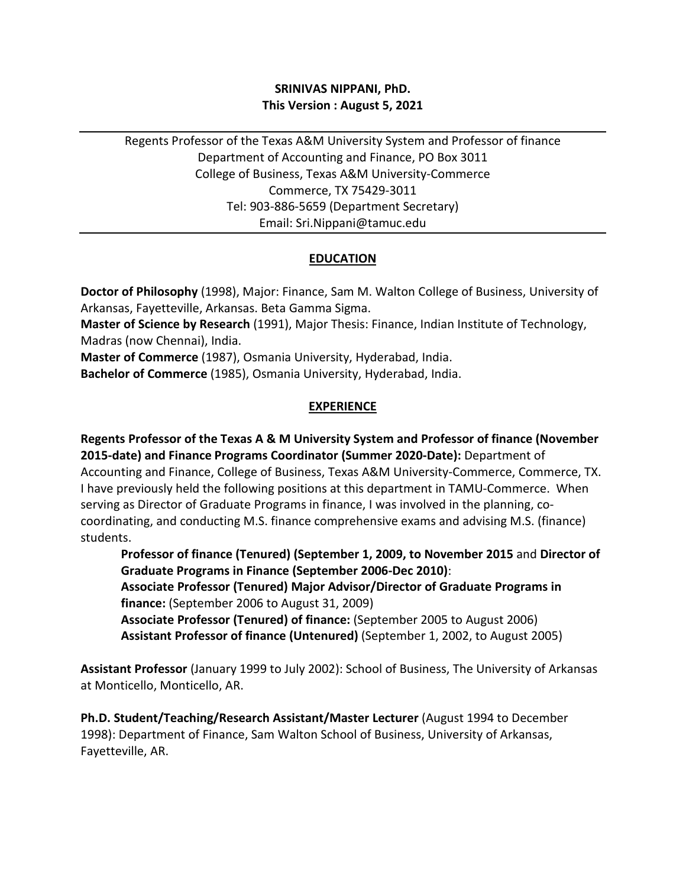**SRINIVAS NIPPANI, PhD.**
**This Version : August 5, 2021**

---

Regents Professor of the Texas A&M University System and Professor of finance
Department of Accounting and Finance, PO Box 3011
College of Business, Texas A&M University-Commerce
Commerce, TX 75429-3011
Tel: 903-886-5659 (Department Secretary)
Email: Sri.Nippani@tamuc.edu

---

## EDUCATION

**Doctor of Philosophy** (1998), Major: Finance, Sam M. Walton College of Business, University of Arkansas, Fayetteville, Arkansas. Beta Gamma Sigma.
**Master of Science by Research** (1991), Major Thesis: Finance, Indian Institute of Technology, Madras (now Chennai), India.
**Master of Commerce** (1987), Osmania University, Hyderabad, India.
**Bachelor of Commerce** (1985), Osmania University, Hyderabad, India.

## EXPERIENCE

**Regents Professor of the Texas A & M University System and Professor of finance (November 2015-date) and Finance Programs Coordinator (Summer 2020-Date):** Department of Accounting and Finance, College of Business, Texas A&M University-Commerce, Commerce, TX. I have previously held the following positions at this department in TAMU-Commerce. When serving as Director of Graduate Programs in finance, I was involved in the planning, co-coordinating, and conducting M.S. finance comprehensive exams and advising M.S. (finance) students.

> **Professor of finance (Tenured) (September 1, 2009, to November 2015** and **Director of Graduate Programs in Finance (September 2006-Dec 2010)**:
> **Associate Professor (Tenured) Major Advisor/Director of Graduate Programs in finance:** (September 2006 to August 31, 2009)
> **Associate Professor (Tenured) of finance:** (September 2005 to August 2006)
> **Assistant Professor of finance (Untenured)** (September 1, 2002, to August 2005)

**Assistant Professor** (January 1999 to July 2002): School of Business, The University of Arkansas at Monticello, Monticello, AR.

**Ph.D. Student/Teaching/Research Assistant/Master Lecturer** (August 1994 to December 1998): Department of Finance, Sam Walton School of Business, University of Arkansas, Fayetteville, AR.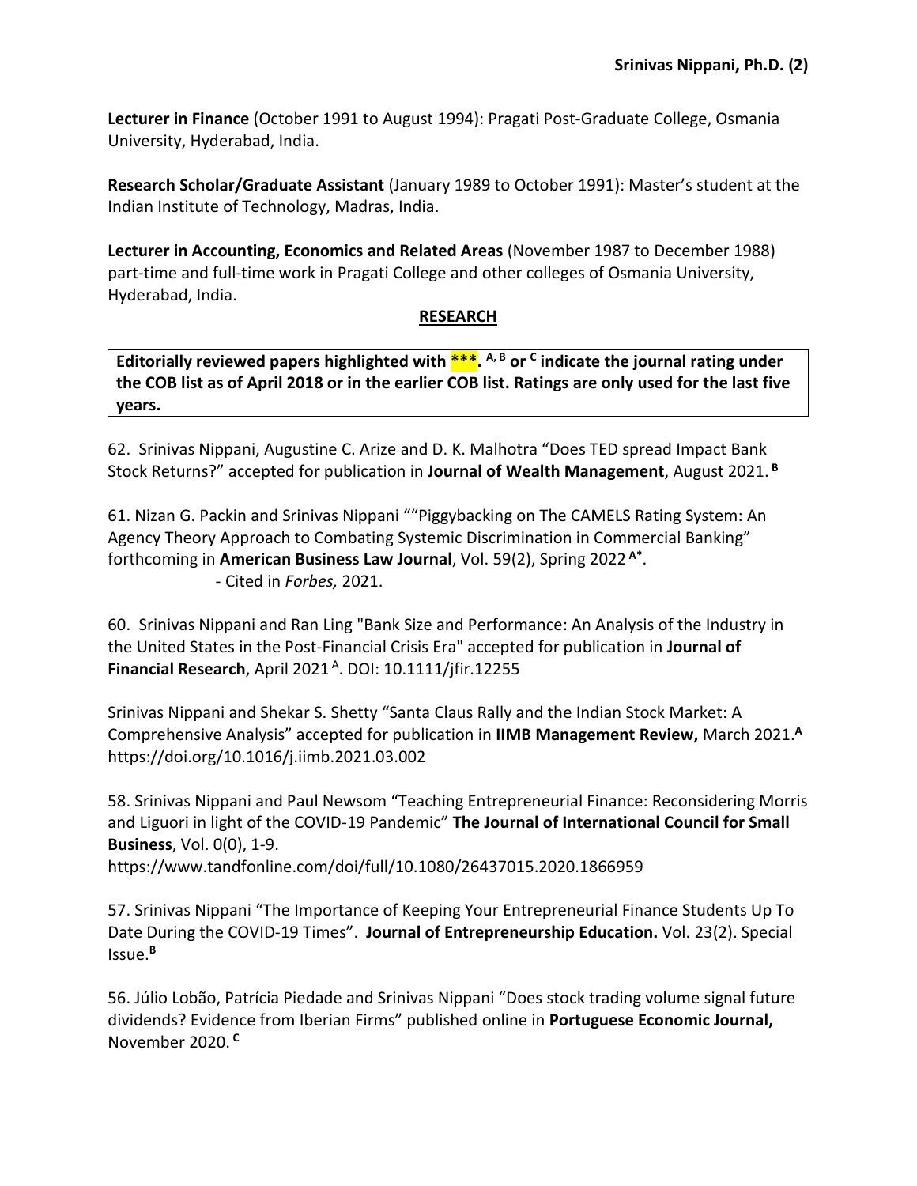**Lecturer in Finance** (October 1991 to August 1994): Pragati Post-Graduate College, Osmania University, Hyderabad, India.

**Research Scholar/Graduate Assistant** (January 1989 to October 1991): Master's student at the Indian Institute of Technology, Madras, India.

**Lecturer in Accounting, Economics and Related Areas** (November 1987 to December 1988) part-time and full-time work in Pragati College and other colleges of Osmania University, Hyderabad, India.

## RESEARCH

**Editorially reviewed papers highlighted with ***. [A, B] or [C] indicate the journal rating under the COB list as of April 2018 or in the earlier COB list. Ratings are only used for the last five years.**

62. Srinivas Nippani, Augustine C. Arize and D. K. Malhotra "Does TED spread Impact Bank Stock Returns?" accepted for publication in **Journal of Wealth Management**, August 2021. [B]

61. Nizan G. Packin and Srinivas Nippani ""Piggybacking on The CAMELS Rating System: An Agency Theory Approach to Combating Systemic Discrimination in Commercial Banking" forthcoming in **American Business Law Journal**, Vol. 59(2), Spring 2022 [A*].
   - Cited in *Forbes,* 2021.

60. Srinivas Nippani and Ran Ling "Bank Size and Performance: An Analysis of the Industry in the United States in the Post-Financial Crisis Era" accepted for publication in **Journal of Financial Research**, April 2021 [A]. DOI: 10.1111/jfir.12255

Srinivas Nippani and Shekar S. Shetty "Santa Claus Rally and the Indian Stock Market: A Comprehensive Analysis" accepted for publication in **IIMB Management Review,** March 2021.[A] https://doi.org/10.1016/j.iimb.2021.03.002

58. Srinivas Nippani and Paul Newsom "Teaching Entrepreneurial Finance: Reconsidering Morris and Liguori in light of the COVID-19 Pandemic" **The Journal of International Council for Small Business**, Vol. 0(0), 1-9.
https://www.tandfonline.com/doi/full/10.1080/26437015.2020.1866959

57. Srinivas Nippani "The Importance of Keeping Your Entrepreneurial Finance Students Up To Date During the COVID-19 Times". **Journal of Entrepreneurship Education.** Vol. 23(2). Special Issue.[B]

56. Júlio Lobão, Patrícia Piedade and Srinivas Nippani "Does stock trading volume signal future dividends? Evidence from Iberian Firms" published online in **Portuguese Economic Journal,** November 2020. [C]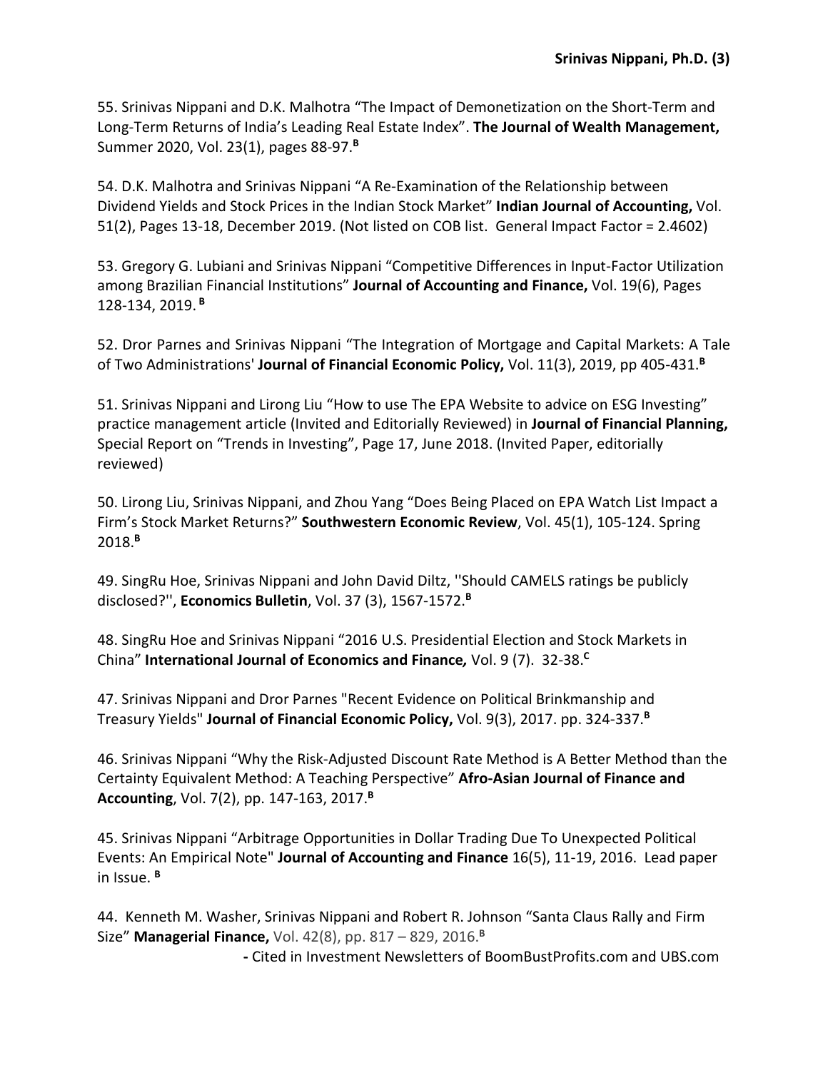55. Srinivas Nippani and D.K. Malhotra “The Impact of Demonetization on the Short-Term and Long-Term Returns of India’s Leading Real Estate Index”. **The Journal of Wealth Management,** Summer 2020, Vol. 23(1), pages 88-97.[B]

54. D.K. Malhotra and Srinivas Nippani “A Re-Examination of the Relationship between Dividend Yields and Stock Prices in the Indian Stock Market” **Indian Journal of Accounting,** Vol. 51(2), Pages 13-18, December 2019. (Not listed on COB list. General Impact Factor = 2.4602)

53. Gregory G. Lubiani and Srinivas Nippani “Competitive Differences in Input-Factor Utilization among Brazilian Financial Institutions” **Journal of Accounting and Finance,** Vol. 19(6), Pages 128-134, 2019. [B]

52. Dror Parnes and Srinivas Nippani “The Integration of Mortgage and Capital Markets: A Tale of Two Administrations' **Journal of Financial Economic Policy,** Vol. 11(3), 2019, pp 405-431.[B]

51. Srinivas Nippani and Lirong Liu “How to use The EPA Website to advice on ESG Investing” practice management article (Invited and Editorially Reviewed) in **Journal of Financial Planning,** Special Report on “Trends in Investing”, Page 17, June 2018. (Invited Paper, editorially reviewed)

50. Lirong Liu, Srinivas Nippani, and Zhou Yang “Does Being Placed on EPA Watch List Impact a Firm’s Stock Market Returns?” **Southwestern Economic Review**, Vol. 45(1), 105-124. Spring 2018.[B]

49. SingRu Hoe, Srinivas Nippani and John David Diltz, ''Should CAMELS ratings be publicly disclosed?'', **Economics Bulletin**, Vol. 37 (3), 1567-1572.[B]

48. SingRu Hoe and Srinivas Nippani “2016 U.S. Presidential Election and Stock Markets in China” **International Journal of Economics and Finance***,* Vol. 9 (7). 32-38.[C]

47. Srinivas Nippani and Dror Parnes "Recent Evidence on Political Brinkmanship and Treasury Yields" **Journal of Financial Economic Policy,** Vol. 9(3), 2017. pp. 324-337.[B]

46. Srinivas Nippani “Why the Risk-Adjusted Discount Rate Method is A Better Method than the Certainty Equivalent Method: A Teaching Perspective” **Afro-Asian Journal of Finance and Accounting**, Vol. 7(2), pp. 147-163, 2017.[B]

45. Srinivas Nippani “Arbitrage Opportunities in Dollar Trading Due To Unexpected Political Events: An Empirical Note" **Journal of Accounting and Finance** 16(5), 11-19, 2016. Lead paper in Issue. [B]

44. Kenneth M. Washer, Srinivas Nippani and Robert R. Johnson “Santa Claus Rally and Firm Size” **Managerial Finance,** Vol. 42(8), pp. 817 – 829, 2016.[B]

- Cited in Investment Newsletters of BoomBustProfits.com and UBS.com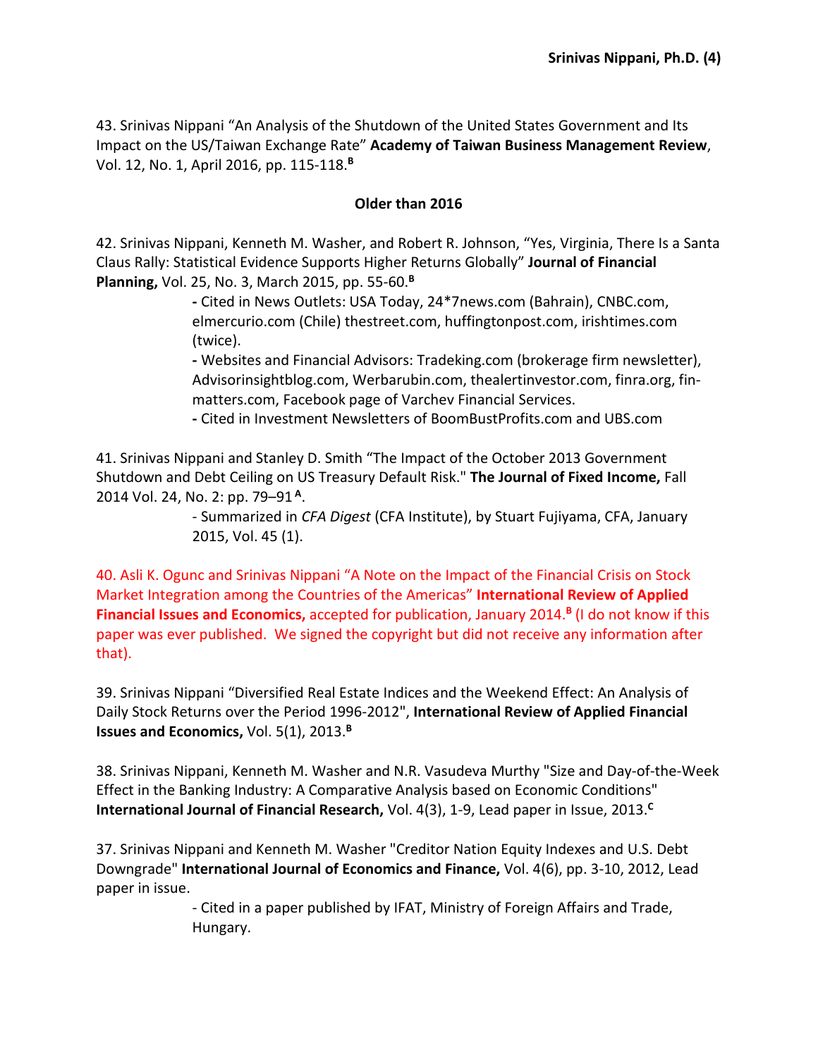43. Srinivas Nippani "An Analysis of the Shutdown of the United States Government and Its Impact on the US/Taiwan Exchange Rate" **Academy of Taiwan Business Management Review**, Vol. 12, No. 1, April 2016, pp. 115-118.[B]

**Older than 2016**

42. Srinivas Nippani, Kenneth M. Washer, and Robert R. Johnson, "Yes, Virginia, There Is a Santa Claus Rally: Statistical Evidence Supports Higher Returns Globally" **Journal of Financial Planning,** Vol. 25, No. 3, March 2015, pp. 55-60.[B]

- Cited in News Outlets: USA Today, 24*7news.com (Bahrain), CNBC.com, elmercurio.com (Chile) thestreet.com, huffingtonpost.com, irishtimes.com (twice).
- Websites and Financial Advisors: Tradeking.com (brokerage firm newsletter), Advisorinsightblog.com, Werbarubin.com, thealertinvestor.com, finra.org, fin-matters.com, Facebook page of Varchev Financial Services.
- Cited in Investment Newsletters of BoomBustProfits.com and UBS.com

41. Srinivas Nippani and Stanley D. Smith "The Impact of the October 2013 Government Shutdown and Debt Ceiling on US Treasury Default Risk." **The Journal of Fixed Income,** Fall 2014 Vol. 24, No. 2: pp. 79–91[A].

- Summarized in *CFA Digest* (CFA Institute), by Stuart Fujiyama, CFA, January 2015, Vol. 45 (1).

40. Asli K. Ogunc and Srinivas Nippani "A Note on the Impact of the Financial Crisis on Stock Market Integration among the Countries of the Americas" **International Review of Applied Financial Issues and Economics,** accepted for publication, January 2014.[B] (I do not know if this paper was ever published. We signed the copyright but did not receive any information after that).

39. Srinivas Nippani "Diversified Real Estate Indices and the Weekend Effect: An Analysis of Daily Stock Returns over the Period 1996-2012", **International Review of Applied Financial Issues and Economics,** Vol. 5(1), 2013.[B]

38. Srinivas Nippani, Kenneth M. Washer and N.R. Vasudeva Murthy "Size and Day-of-the-Week Effect in the Banking Industry: A Comparative Analysis based on Economic Conditions" **International Journal of Financial Research,** Vol. 4(3), 1-9, Lead paper in Issue, 2013.[C]

37. Srinivas Nippani and Kenneth M. Washer "Creditor Nation Equity Indexes and U.S. Debt Downgrade" **International Journal of Economics and Finance,** Vol. 4(6), pp. 3-10, 2012, Lead paper in issue.

- Cited in a paper published by IFAT, Ministry of Foreign Affairs and Trade, Hungary.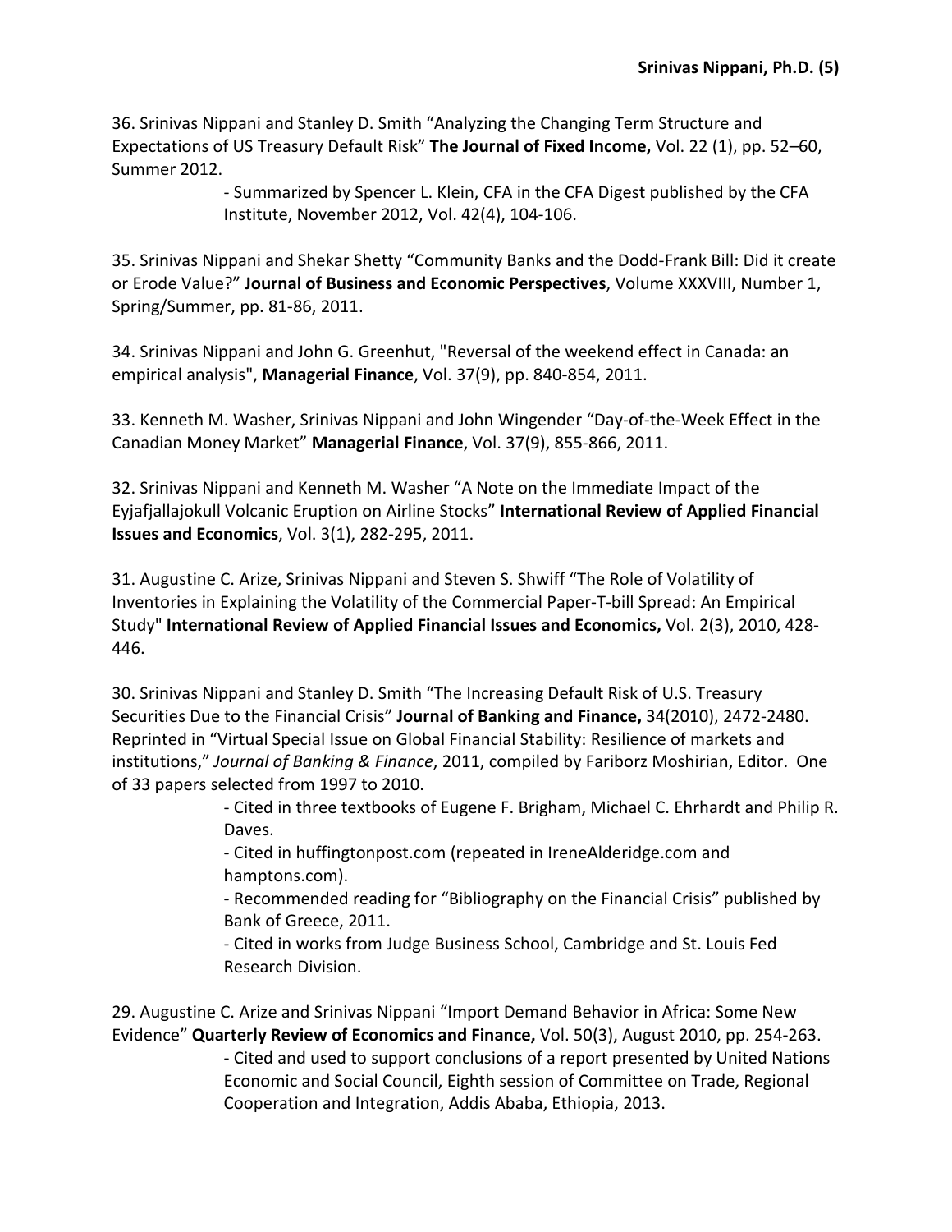36. Srinivas Nippani and Stanley D. Smith "Analyzing the Changing Term Structure and Expectations of US Treasury Default Risk" **The Journal of Fixed Income,** Vol. 22 (1), pp. 52–60, Summer 2012.

- Summarized by Spencer L. Klein, CFA in the CFA Digest published by the CFA Institute, November 2012, Vol. 42(4), 104-106.

35. Srinivas Nippani and Shekar Shetty "Community Banks and the Dodd-Frank Bill: Did it create or Erode Value?" **Journal of Business and Economic Perspectives**, Volume XXXVIII, Number 1, Spring/Summer, pp. 81-86, 2011.

34. Srinivas Nippani and John G. Greenhut, "Reversal of the weekend effect in Canada: an empirical analysis", **Managerial Finance**, Vol. 37(9), pp. 840-854, 2011.

33. Kenneth M. Washer, Srinivas Nippani and John Wingender "Day-of-the-Week Effect in the Canadian Money Market" **Managerial Finance**, Vol. 37(9), 855-866, 2011.

32. Srinivas Nippani and Kenneth M. Washer "A Note on the Immediate Impact of the Eyjafjallajokull Volcanic Eruption on Airline Stocks" **International Review of Applied Financial Issues and Economics**, Vol. 3(1), 282-295, 2011.

31. Augustine C. Arize, Srinivas Nippani and Steven S. Shwiff "The Role of Volatility of Inventories in Explaining the Volatility of the Commercial Paper-T-bill Spread: An Empirical Study" **International Review of Applied Financial Issues and Economics,** Vol. 2(3), 2010, 428-446.

30. Srinivas Nippani and Stanley D. Smith "The Increasing Default Risk of U.S. Treasury Securities Due to the Financial Crisis" **Journal of Banking and Finance,** 34(2010), 2472-2480. Reprinted in "Virtual Special Issue on Global Financial Stability: Resilience of markets and institutions," *Journal of Banking & Finance*, 2011, compiled by Fariborz Moshirian, Editor. One of 33 papers selected from 1997 to 2010.

- Cited in three textbooks of Eugene F. Brigham, Michael C. Ehrhardt and Philip R. Daves.
- Cited in huffingtonpost.com (repeated in IreneAlderidge.com and hamptons.com).
- Recommended reading for "Bibliography on the Financial Crisis" published by Bank of Greece, 2011.
- Cited in works from Judge Business School, Cambridge and St. Louis Fed Research Division.

29. Augustine C. Arize and Srinivas Nippani "Import Demand Behavior in Africa: Some New Evidence" **Quarterly Review of Economics and Finance,** Vol. 50(3), August 2010, pp. 254-263.

- Cited and used to support conclusions of a report presented by United Nations Economic and Social Council, Eighth session of Committee on Trade, Regional Cooperation and Integration, Addis Ababa, Ethiopia, 2013.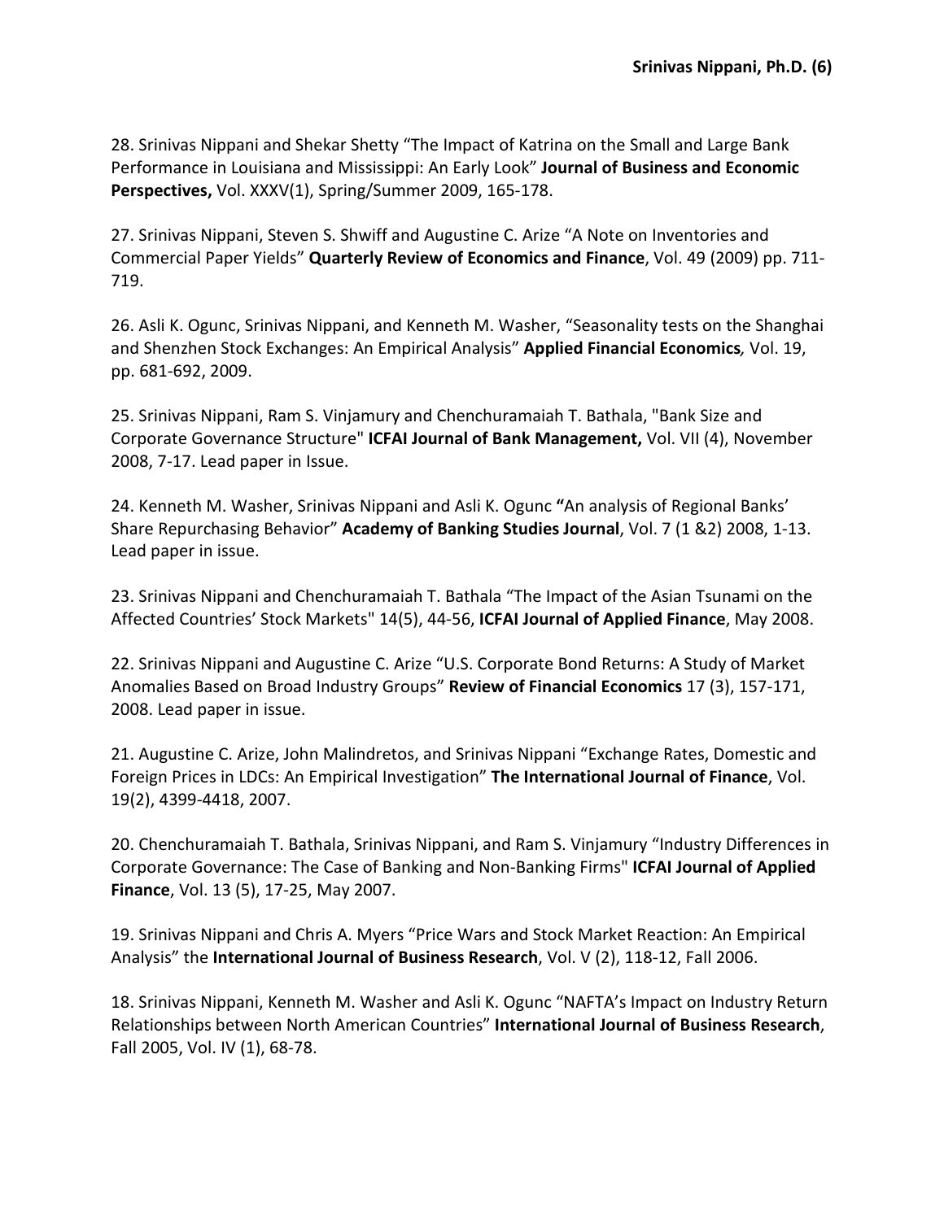28. Srinivas Nippani and Shekar Shetty "The Impact of Katrina on the Small and Large Bank Performance in Louisiana and Mississippi: An Early Look" **Journal of Business and Economic Perspectives,** Vol. XXXV(1), Spring/Summer 2009, 165-178.

27. Srinivas Nippani, Steven S. Shwiff and Augustine C. Arize "A Note on Inventories and Commercial Paper Yields" **Quarterly Review of Economics and Finance**, Vol. 49 (2009) pp. 711-719.

26. Asli K. Ogunc, Srinivas Nippani, and Kenneth M. Washer, "Seasonality tests on the Shanghai and Shenzhen Stock Exchanges: An Empirical Analysis" **Applied Financial Economics***,* Vol. 19, pp. 681-692, 2009.

25. Srinivas Nippani, Ram S. Vinjamury and Chenchuramaiah T. Bathala, "Bank Size and Corporate Governance Structure" **ICFAI Journal of Bank Management,** Vol. VII (4), November 2008, 7-17. Lead paper in Issue.

24. Kenneth M. Washer, Srinivas Nippani and Asli K. Ogunc **"**An analysis of Regional Banks' Share Repurchasing Behavior" **Academy of Banking Studies Journal**, Vol. 7 (1 &2) 2008, 1-13. Lead paper in issue.

23. Srinivas Nippani and Chenchuramaiah T. Bathala "The Impact of the Asian Tsunami on the Affected Countries' Stock Markets" 14(5), 44-56, **ICFAI Journal of Applied Finance**, May 2008.

22. Srinivas Nippani and Augustine C. Arize "U.S. Corporate Bond Returns: A Study of Market Anomalies Based on Broad Industry Groups" **Review of Financial Economics** 17 (3), 157-171, 2008. Lead paper in issue.

21. Augustine C. Arize, John Malindretos, and Srinivas Nippani "Exchange Rates, Domestic and Foreign Prices in LDCs: An Empirical Investigation" **The International Journal of Finance**, Vol. 19(2), 4399-4418, 2007.

20. Chenchuramaiah T. Bathala, Srinivas Nippani, and Ram S. Vinjamury "Industry Differences in Corporate Governance: The Case of Banking and Non-Banking Firms" **ICFAI Journal of Applied Finance**, Vol. 13 (5), 17-25, May 2007.

19. Srinivas Nippani and Chris A. Myers "Price Wars and Stock Market Reaction: An Empirical Analysis" the **International Journal of Business Research**, Vol. V (2), 118-12, Fall 2006.

18. Srinivas Nippani, Kenneth M. Washer and Asli K. Ogunc "NAFTA's Impact on Industry Return Relationships between North American Countries" **International Journal of Business Research**, Fall 2005, Vol. IV (1), 68-78.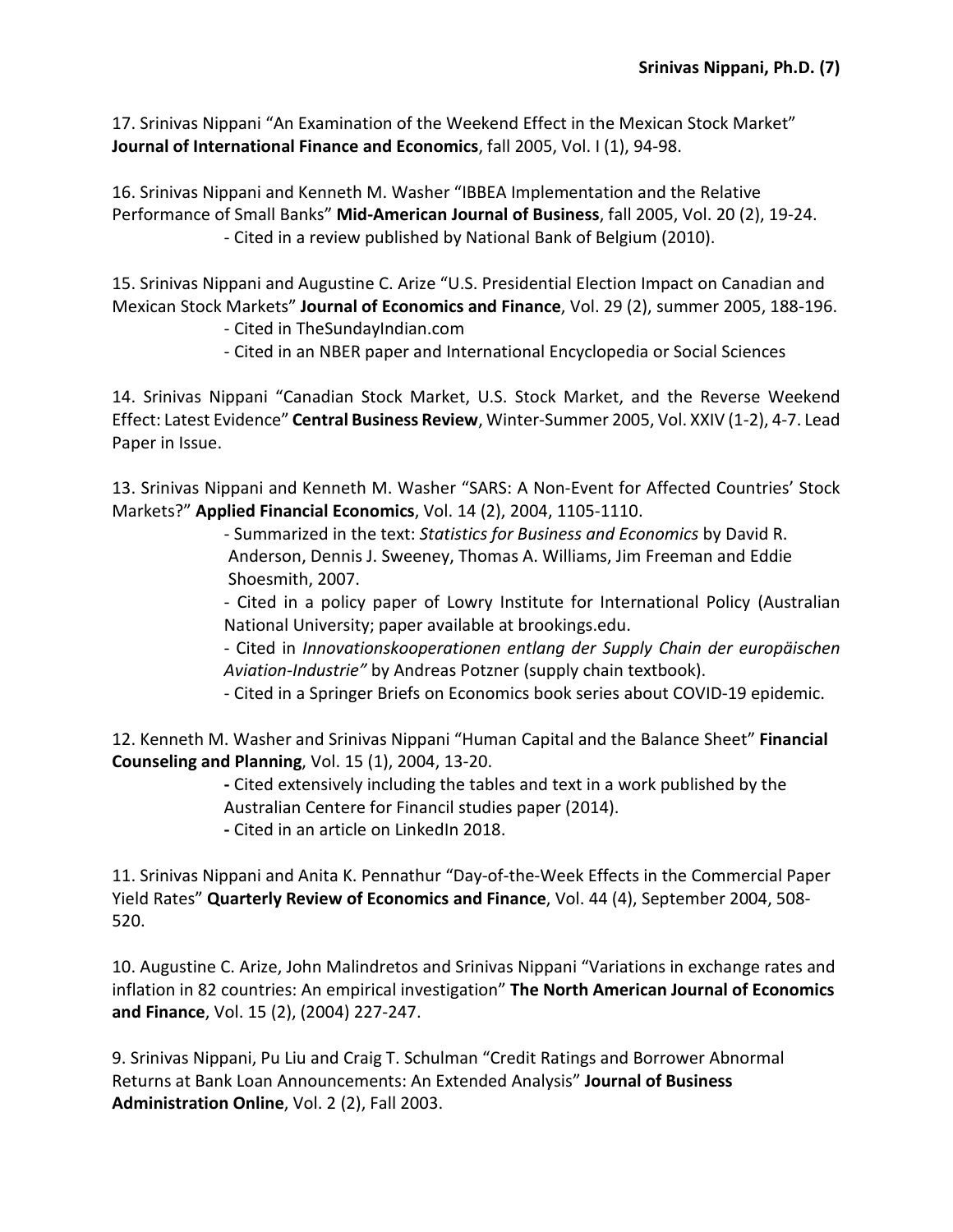17. Srinivas Nippani "An Examination of the Weekend Effect in the Mexican Stock Market" **Journal of International Finance and Economics**, fall 2005, Vol. I (1), 94-98.

16. Srinivas Nippani and Kenneth M. Washer "IBBEA Implementation and the Relative Performance of Small Banks" **Mid-American Journal of Business**, fall 2005, Vol. 20 (2), 19-24.
- Cited in a review published by National Bank of Belgium (2010).

15. Srinivas Nippani and Augustine C. Arize "U.S. Presidential Election Impact on Canadian and Mexican Stock Markets" **Journal of Economics and Finance**, Vol. 29 (2), summer 2005, 188-196.
- Cited in TheSundayIndian.com
- Cited in an NBER paper and International Encyclopedia or Social Sciences

14. Srinivas Nippani "Canadian Stock Market, U.S. Stock Market, and the Reverse Weekend Effect: Latest Evidence" **Central Business Review**, Winter-Summer 2005, Vol. XXIV (1-2), 4-7. Lead Paper in Issue.

13. Srinivas Nippani and Kenneth M. Washer "SARS: A Non-Event for Affected Countries' Stock Markets?" **Applied Financial Economics**, Vol. 14 (2), 2004, 1105-1110.
- Summarized in the text: *Statistics for Business and Economics* by David R. Anderson, Dennis J. Sweeney, Thomas A. Williams, Jim Freeman and Eddie Shoesmith, 2007.
- Cited in a policy paper of Lowry Institute for International Policy (Australian National University; paper available at brookings.edu.
- Cited in *Innovationskooperationen entlang der Supply Chain der europäischen Aviation-Industrie"* by Andreas Potzner (supply chain textbook).
- Cited in a Springer Briefs on Economics book series about COVID-19 epidemic.

12. Kenneth M. Washer and Srinivas Nippani "Human Capital and the Balance Sheet" **Financial Counseling and Planning**, Vol. 15 (1), 2004, 13-20.
- Cited extensively including the tables and text in a work published by the Australian Centere for Financil studies paper (2014).
- Cited in an article on LinkedIn 2018.

11. Srinivas Nippani and Anita K. Pennathur "Day-of-the-Week Effects in the Commercial Paper Yield Rates" **Quarterly Review of Economics and Finance**, Vol. 44 (4), September 2004, 508-520.

10. Augustine C. Arize, John Malindretos and Srinivas Nippani "Variations in exchange rates and inflation in 82 countries: An empirical investigation" **The North American Journal of Economics and Finance**, Vol. 15 (2), (2004) 227-247.

9. Srinivas Nippani, Pu Liu and Craig T. Schulman "Credit Ratings and Borrower Abnormal Returns at Bank Loan Announcements: An Extended Analysis" **Journal of Business Administration Online**, Vol. 2 (2), Fall 2003.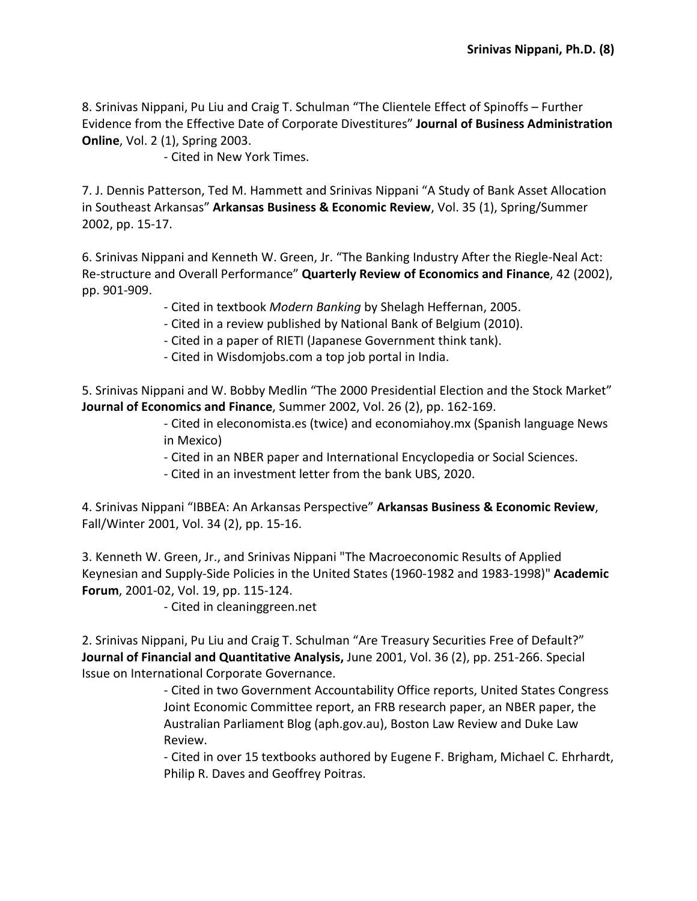8. Srinivas Nippani, Pu Liu and Craig T. Schulman "The Clientele Effect of Spinoffs – Further Evidence from the Effective Date of Corporate Divestitures" **Journal of Business Administration Online**, Vol. 2 (1), Spring 2003.

- Cited in New York Times.

7. J. Dennis Patterson, Ted M. Hammett and Srinivas Nippani "A Study of Bank Asset Allocation in Southeast Arkansas" **Arkansas Business & Economic Review**, Vol. 35 (1), Spring/Summer 2002, pp. 15-17.

6. Srinivas Nippani and Kenneth W. Green, Jr. "The Banking Industry After the Riegle-Neal Act: Re-structure and Overall Performance" **Quarterly Review of Economics and Finance**, 42 (2002), pp. 901-909.

- Cited in textbook *Modern Banking* by Shelagh Heffernan, 2005.
- Cited in a review published by National Bank of Belgium (2010).
- Cited in a paper of RIETI (Japanese Government think tank).
- Cited in Wisdomjobs.com a top job portal in India.

5. Srinivas Nippani and W. Bobby Medlin "The 2000 Presidential Election and the Stock Market" **Journal of Economics and Finance**, Summer 2002, Vol. 26 (2), pp. 162-169.

- Cited in eleconomista.es (twice) and economiahoy.mx (Spanish language News in Mexico)
- Cited in an NBER paper and International Encyclopedia or Social Sciences.
- Cited in an investment letter from the bank UBS, 2020.

4. Srinivas Nippani "IBBEA: An Arkansas Perspective" **Arkansas Business & Economic Review**, Fall/Winter 2001, Vol. 34 (2), pp. 15-16.

3. Kenneth W. Green, Jr., and Srinivas Nippani "The Macroeconomic Results of Applied Keynesian and Supply-Side Policies in the United States (1960-1982 and 1983-1998)" **Academic Forum**, 2001-02, Vol. 19, pp. 115-124.

- Cited in cleaninggreen.net

2. Srinivas Nippani, Pu Liu and Craig T. Schulman "Are Treasury Securities Free of Default?" **Journal of Financial and Quantitative Analysis,** June 2001, Vol. 36 (2), pp. 251-266. Special Issue on International Corporate Governance.

- Cited in two Government Accountability Office reports, United States Congress Joint Economic Committee report, an FRB research paper, an NBER paper, the Australian Parliament Blog (aph.gov.au), Boston Law Review and Duke Law Review.
- Cited in over 15 textbooks authored by Eugene F. Brigham, Michael C. Ehrhardt, Philip R. Daves and Geoffrey Poitras.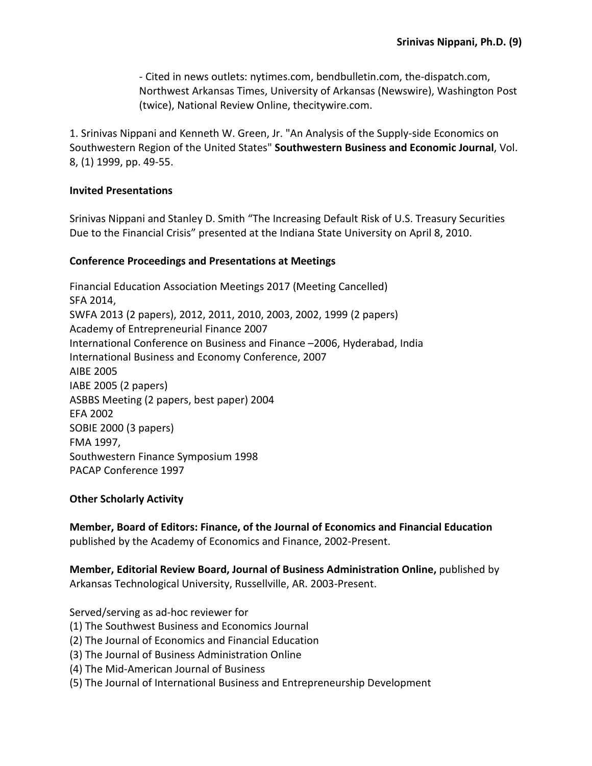- Cited in news outlets: nytimes.com, bendbulletin.com, the-dispatch.com, Northwest Arkansas Times, University of Arkansas (Newswire), Washington Post (twice), National Review Online, thecitywire.com.

1. Srinivas Nippani and Kenneth W. Green, Jr. "An Analysis of the Supply-side Economics on Southwestern Region of the United States" **Southwestern Business and Economic Journal**, Vol. 8, (1) 1999, pp. 49-55.

**Invited Presentations**

Srinivas Nippani and Stanley D. Smith "The Increasing Default Risk of U.S. Treasury Securities Due to the Financial Crisis" presented at the Indiana State University on April 8, 2010.

**Conference Proceedings and Presentations at Meetings**

Financial Education Association Meetings 2017 (Meeting Cancelled)
SFA 2014,
SWFA 2013 (2 papers), 2012, 2011, 2010, 2003, 2002, 1999 (2 papers)
Academy of Entrepreneurial Finance 2007
International Conference on Business and Finance –2006, Hyderabad, India
International Business and Economy Conference, 2007
AIBE 2005
IABE 2005 (2 papers)
ASBBS Meeting (2 papers, best paper) 2004
EFA 2002
SOBIE 2000 (3 papers)
FMA 1997,
Southwestern Finance Symposium 1998
PACAP Conference 1997

**Other Scholarly Activity**

**Member, Board of Editors: Finance, of the Journal of Economics and Financial Education** published by the Academy of Economics and Finance, 2002-Present.

**Member, Editorial Review Board, Journal of Business Administration Online,** published by Arkansas Technological University, Russellville, AR. 2003-Present.

Served/serving as ad-hoc reviewer for
(1) The Southwest Business and Economics Journal
(2) The Journal of Economics and Financial Education
(3) The Journal of Business Administration Online
(4) The Mid-American Journal of Business
(5) The Journal of International Business and Entrepreneurship Development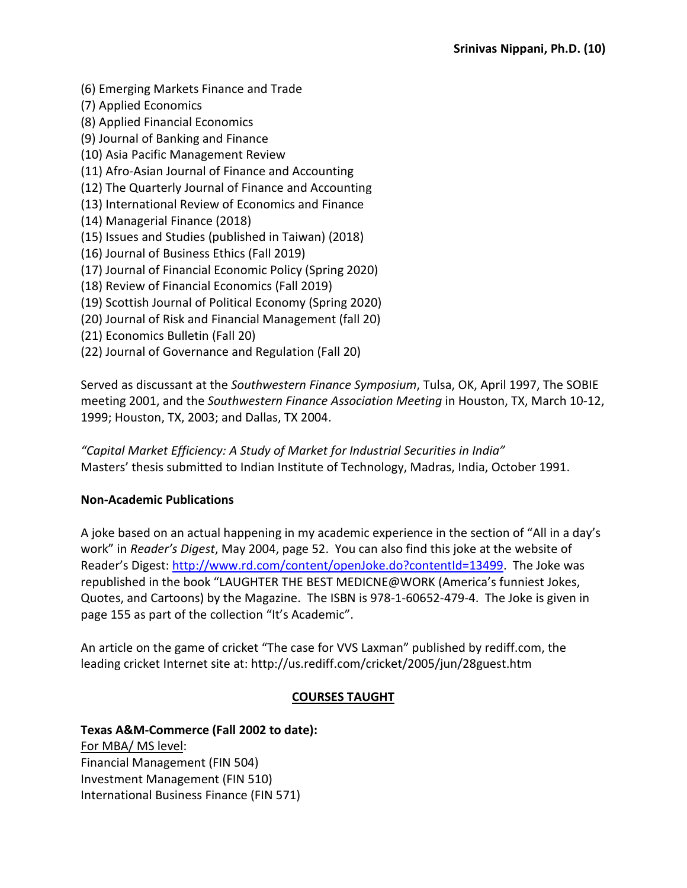(6) Emerging Markets Finance and Trade  
(7) Applied Economics  
(8) Applied Financial Economics  
(9) Journal of Banking and Finance  
(10) Asia Pacific Management Review  
(11) Afro-Asian Journal of Finance and Accounting  
(12) The Quarterly Journal of Finance and Accounting  
(13) International Review of Economics and Finance  
(14) Managerial Finance (2018)  
(15) Issues and Studies (published in Taiwan) (2018)  
(16) Journal of Business Ethics (Fall 2019)  
(17) Journal of Financial Economic Policy (Spring 2020)  
(18) Review of Financial Economics (Fall 2019)  
(19) Scottish Journal of Political Economy (Spring 2020)  
(20) Journal of Risk and Financial Management (fall 20)  
(21) Economics Bulletin (Fall 20)  
(22) Journal of Governance and Regulation (Fall 20)

Served as discussant at the *Southwestern Finance Symposium*, Tulsa, OK, April 1997, The SOBIE meeting 2001, and the *Southwestern Finance Association Meeting* in Houston, TX, March 10-12, 1999; Houston, TX, 2003; and Dallas, TX 2004.

*"Capital Market Efficiency: A Study of Market for Industrial Securities in India"*  
Masters' thesis submitted to Indian Institute of Technology, Madras, India, October 1991.

**Non-Academic Publications**

A joke based on an actual happening in my academic experience in the section of "All in a day's work" in *Reader's Digest*, May 2004, page 52. You can also find this joke at the website of Reader's Digest: http://www.rd.com/content/openJoke.do?contentId=13499. The Joke was republished in the book "LAUGHTER THE BEST MEDICNE@WORK (America's funniest Jokes, Quotes, and Cartoons) by the Magazine. The ISBN is 978-1-60652-479-4. The Joke is given in page 155 as part of the collection "It's Academic".

An article on the game of cricket "The case for VVS Laxman" published by rediff.com, the leading cricket Internet site at: http://us.rediff.com/cricket/2005/jun/28guest.htm

## COURSES TAUGHT

**Texas A&M-Commerce (Fall 2002 to date):**  
For MBA/ MS level:  
Financial Management (FIN 504)  
Investment Management (FIN 510)  
International Business Finance (FIN 571)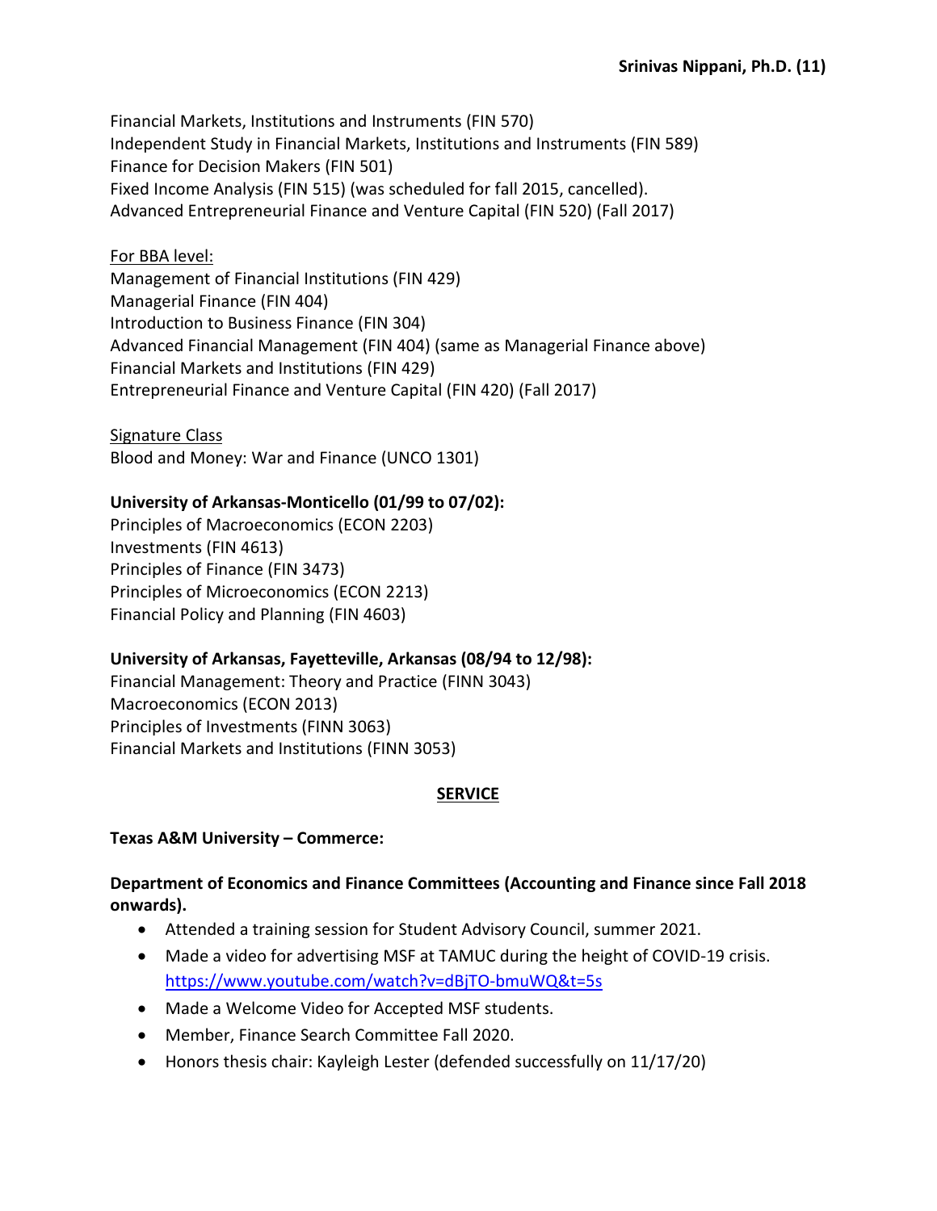Financial Markets, Institutions and Instruments (FIN 570)
Independent Study in Financial Markets, Institutions and Instruments (FIN 589)
Finance for Decision Makers (FIN 501)
Fixed Income Analysis (FIN 515) (was scheduled for fall 2015, cancelled).
Advanced Entrepreneurial Finance and Venture Capital (FIN 520) (Fall 2017)

<u>For BBA level:</u>
Management of Financial Institutions (FIN 429)
Managerial Finance (FIN 404)
Introduction to Business Finance (FIN 304)
Advanced Financial Management (FIN 404) (same as Managerial Finance above)
Financial Markets and Institutions (FIN 429)
Entrepreneurial Finance and Venture Capital (FIN 420) (Fall 2017)

<u>Signature Class</u>
Blood and Money: War and Finance (UNCO 1301)

**University of Arkansas-Monticello (01/99 to 07/02):**
Principles of Macroeconomics (ECON 2203)
Investments (FIN 4613)
Principles of Finance (FIN 3473)
Principles of Microeconomics (ECON 2213)
Financial Policy and Planning (FIN 4603)

**University of Arkansas, Fayetteville, Arkansas (08/94 to 12/98):**
Financial Management: Theory and Practice (FINN 3043)
Macroeconomics (ECON 2013)
Principles of Investments (FINN 3063)
Financial Markets and Institutions (FINN 3053)

## SERVICE

**Texas A&M University – Commerce:**

**Department of Economics and Finance Committees (Accounting and Finance since Fall 2018 onwards).**

- Attended a training session for Student Advisory Council, summer 2021.
- Made a video for advertising MSF at TAMUC during the height of COVID-19 crisis. https://www.youtube.com/watch?v=dBjTO-bmuWQ&t=5s
- Made a Welcome Video for Accepted MSF students.
- Member, Finance Search Committee Fall 2020.
- Honors thesis chair: Kayleigh Lester (defended successfully on 11/17/20)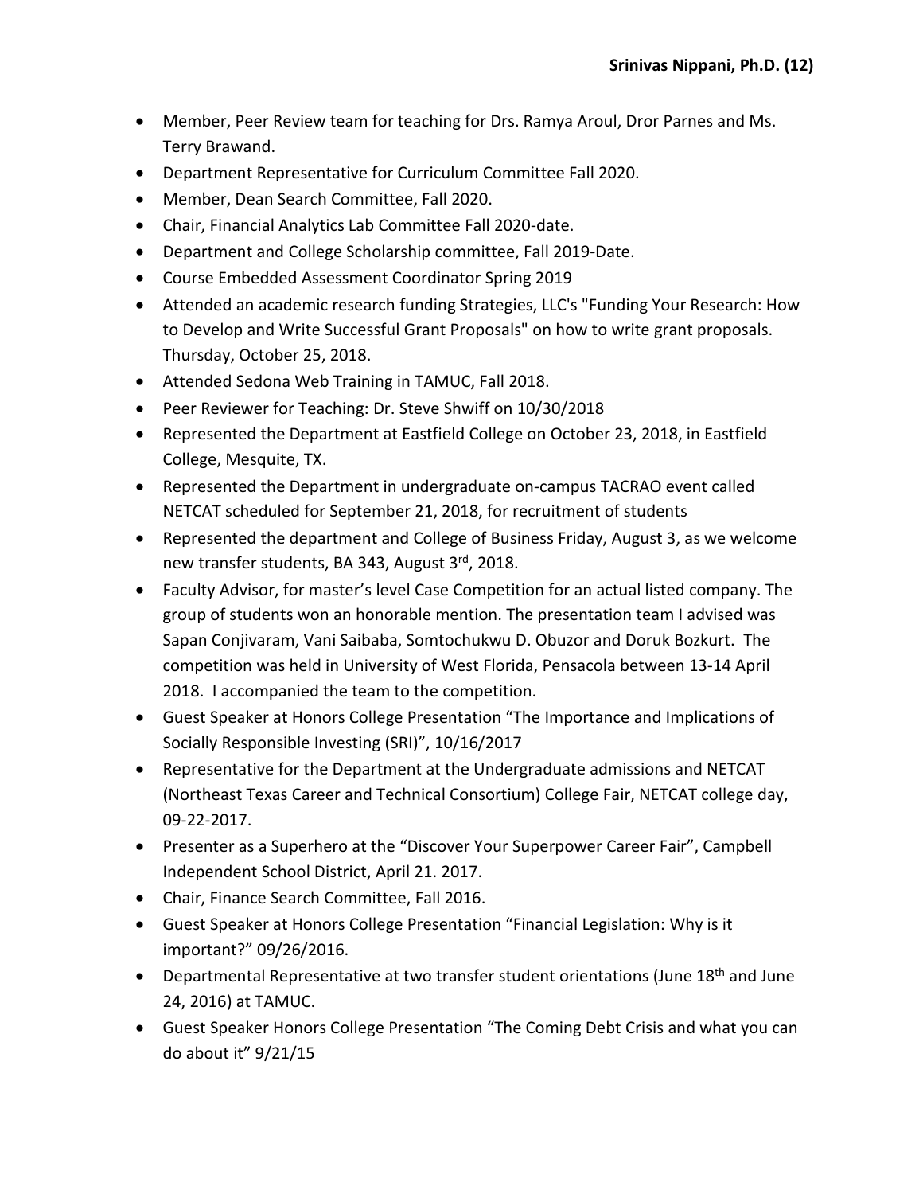- Member, Peer Review team for teaching for Drs. Ramya Aroul, Dror Parnes and Ms. Terry Brawand.
- Department Representative for Curriculum Committee Fall 2020.
- Member, Dean Search Committee, Fall 2020.
- Chair, Financial Analytics Lab Committee Fall 2020-date.
- Department and College Scholarship committee, Fall 2019-Date.
- Course Embedded Assessment Coordinator Spring 2019
- Attended an academic research funding Strategies, LLC's "Funding Your Research: How to Develop and Write Successful Grant Proposals" on how to write grant proposals. Thursday, October 25, 2018.
- Attended Sedona Web Training in TAMUC, Fall 2018.
- Peer Reviewer for Teaching: Dr. Steve Shwiff on 10/30/2018
- Represented the Department at Eastfield College on October 23, 2018, in Eastfield College, Mesquite, TX.
- Represented the Department in undergraduate on-campus TACRAO event called NETCAT scheduled for September 21, 2018, for recruitment of students
- Represented the department and College of Business Friday, August 3, as we welcome new transfer students, BA 343, August 3rd, 2018.
- Faculty Advisor, for master's level Case Competition for an actual listed company. The group of students won an honorable mention. The presentation team I advised was Sapan Conjivaram, Vani Saibaba, Somtochukwu D. Obuzor and Doruk Bozkurt. The competition was held in University of West Florida, Pensacola between 13-14 April 2018. I accompanied the team to the competition.
- Guest Speaker at Honors College Presentation "The Importance and Implications of Socially Responsible Investing (SRI)", 10/16/2017
- Representative for the Department at the Undergraduate admissions and NETCAT (Northeast Texas Career and Technical Consortium) College Fair, NETCAT college day, 09-22-2017.
- Presenter as a Superhero at the "Discover Your Superpower Career Fair", Campbell Independent School District, April 21. 2017.
- Chair, Finance Search Committee, Fall 2016.
- Guest Speaker at Honors College Presentation "Financial Legislation: Why is it important?" 09/26/2016.
- Departmental Representative at two transfer student orientations (June 18th and June 24, 2016) at TAMUC.
- Guest Speaker Honors College Presentation "The Coming Debt Crisis and what you can do about it" 9/21/15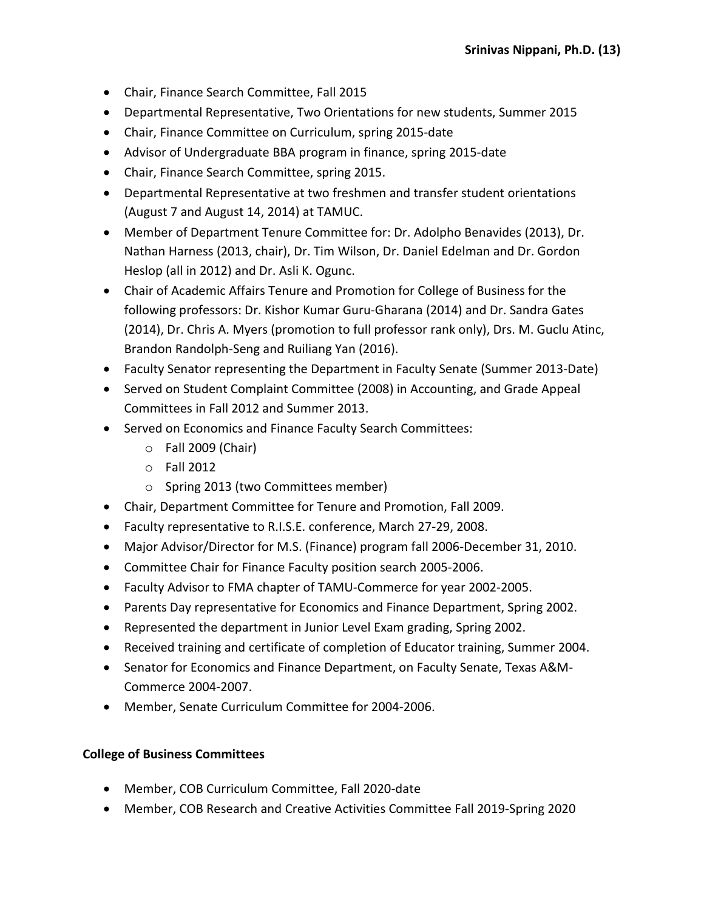- Chair, Finance Search Committee, Fall 2015
- Departmental Representative, Two Orientations for new students, Summer 2015
- Chair, Finance Committee on Curriculum, spring 2015-date
- Advisor of Undergraduate BBA program in finance, spring 2015-date
- Chair, Finance Search Committee, spring 2015.
- Departmental Representative at two freshmen and transfer student orientations (August 7 and August 14, 2014) at TAMUC.
- Member of Department Tenure Committee for: Dr. Adolpho Benavides (2013), Dr. Nathan Harness (2013, chair), Dr. Tim Wilson, Dr. Daniel Edelman and Dr. Gordon Heslop (all in 2012) and Dr. Asli K. Ogunc.
- Chair of Academic Affairs Tenure and Promotion for College of Business for the following professors: Dr. Kishor Kumar Guru-Gharana (2014) and Dr. Sandra Gates (2014), Dr. Chris A. Myers (promotion to full professor rank only), Drs. M. Guclu Atinc, Brandon Randolph-Seng and Ruiliang Yan (2016).
- Faculty Senator representing the Department in Faculty Senate (Summer 2013-Date)
- Served on Student Complaint Committee (2008) in Accounting, and Grade Appeal Committees in Fall 2012 and Summer 2013.
- Served on Economics and Finance Faculty Search Committees:
    - Fall 2009 (Chair)
    - Fall 2012
    - Spring 2013 (two Committees member)
- Chair, Department Committee for Tenure and Promotion, Fall 2009.
- Faculty representative to R.I.S.E. conference, March 27-29, 2008.
- Major Advisor/Director for M.S. (Finance) program fall 2006-December 31, 2010.
- Committee Chair for Finance Faculty position search 2005-2006.
- Faculty Advisor to FMA chapter of TAMU-Commerce for year 2002-2005.
- Parents Day representative for Economics and Finance Department, Spring 2002.
- Represented the department in Junior Level Exam grading, Spring 2002.
- Received training and certificate of completion of Educator training, Summer 2004.
- Senator for Economics and Finance Department, on Faculty Senate, Texas A&M-Commerce 2004-2007.
- Member, Senate Curriculum Committee for 2004-2006.

**College of Business Committees**

- Member, COB Curriculum Committee, Fall 2020-date
- Member, COB Research and Creative Activities Committee Fall 2019-Spring 2020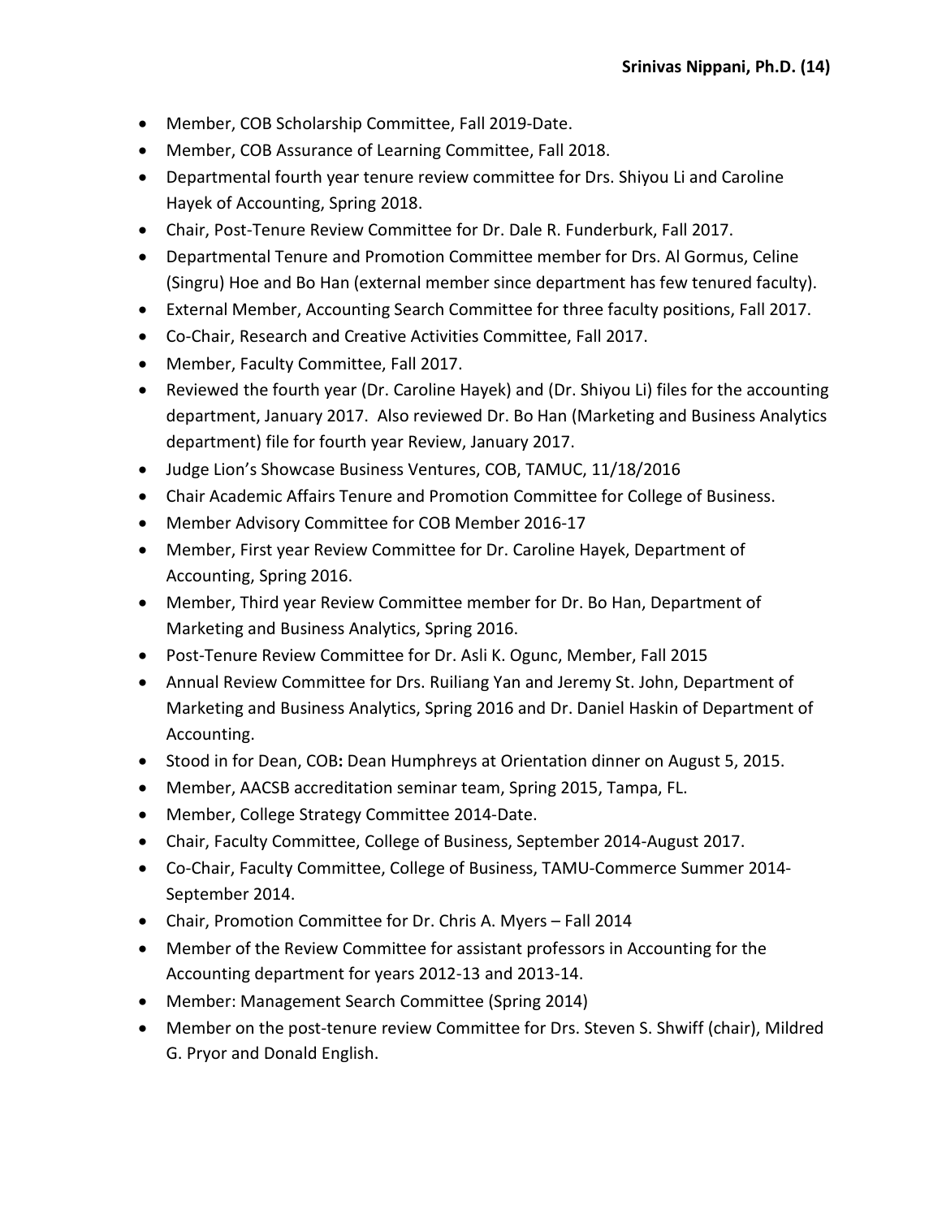- Member, COB Scholarship Committee, Fall 2019-Date.
- Member, COB Assurance of Learning Committee, Fall 2018.
- Departmental fourth year tenure review committee for Drs. Shiyou Li and Caroline Hayek of Accounting, Spring 2018.
- Chair, Post-Tenure Review Committee for Dr. Dale R. Funderburk, Fall 2017.
- Departmental Tenure and Promotion Committee member for Drs. Al Gormus, Celine (Singru) Hoe and Bo Han (external member since department has few tenured faculty).
- External Member, Accounting Search Committee for three faculty positions, Fall 2017.
- Co-Chair, Research and Creative Activities Committee, Fall 2017.
- Member, Faculty Committee, Fall 2017.
- Reviewed the fourth year (Dr. Caroline Hayek) and (Dr. Shiyou Li) files for the accounting department, January 2017. Also reviewed Dr. Bo Han (Marketing and Business Analytics department) file for fourth year Review, January 2017.
- Judge Lion's Showcase Business Ventures, COB, TAMUC, 11/18/2016
- Chair Academic Affairs Tenure and Promotion Committee for College of Business.
- Member Advisory Committee for COB Member 2016-17
- Member, First year Review Committee for Dr. Caroline Hayek, Department of Accounting, Spring 2016.
- Member, Third year Review Committee member for Dr. Bo Han, Department of Marketing and Business Analytics, Spring 2016.
- Post-Tenure Review Committee for Dr. Asli K. Ogunc, Member, Fall 2015
- Annual Review Committee for Drs. Ruiliang Yan and Jeremy St. John, Department of Marketing and Business Analytics, Spring 2016 and Dr. Daniel Haskin of Department of Accounting.
- Stood in for Dean, COB**:** Dean Humphreys at Orientation dinner on August 5, 2015.
- Member, AACSB accreditation seminar team, Spring 2015, Tampa, FL.
- Member, College Strategy Committee 2014-Date.
- Chair, Faculty Committee, College of Business, September 2014-August 2017.
- Co-Chair, Faculty Committee, College of Business, TAMU-Commerce Summer 2014-September 2014.
- Chair, Promotion Committee for Dr. Chris A. Myers – Fall 2014
- Member of the Review Committee for assistant professors in Accounting for the Accounting department for years 2012-13 and 2013-14.
- Member: Management Search Committee (Spring 2014)
- Member on the post-tenure review Committee for Drs. Steven S. Shwiff (chair), Mildred G. Pryor and Donald English.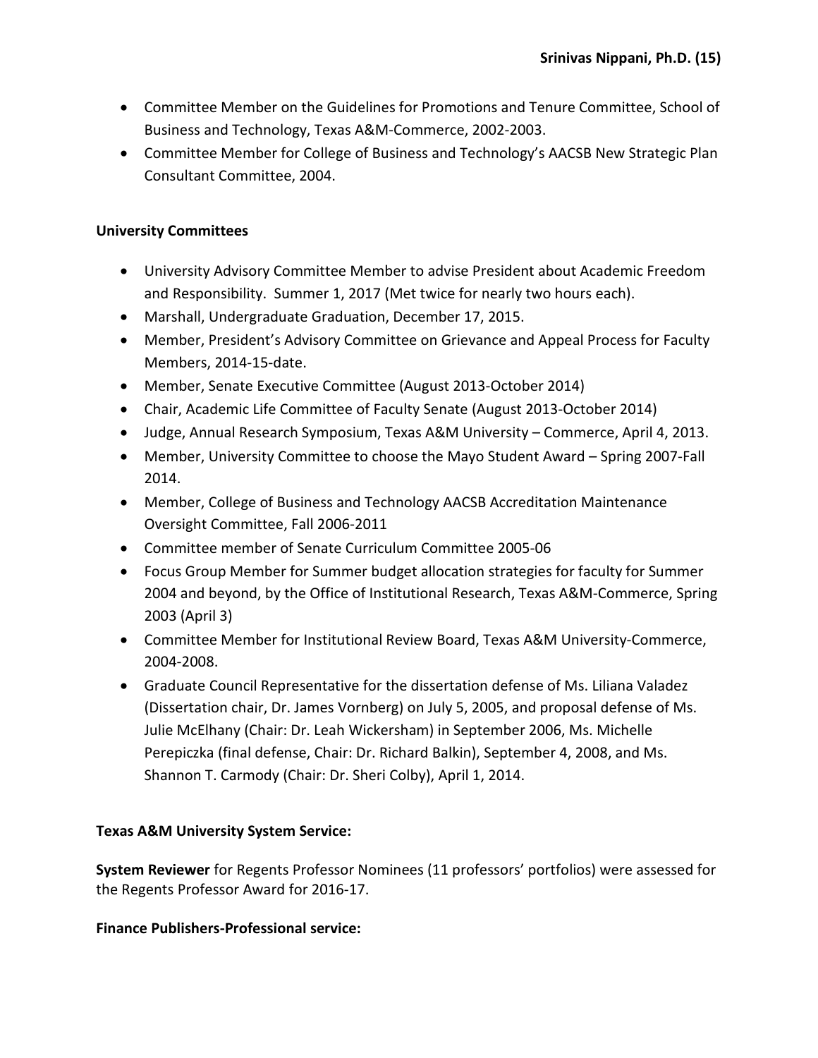- Committee Member on the Guidelines for Promotions and Tenure Committee, School of Business and Technology, Texas A&M-Commerce, 2002-2003.
- Committee Member for College of Business and Technology's AACSB New Strategic Plan Consultant Committee, 2004.

**University Committees**

- University Advisory Committee Member to advise President about Academic Freedom and Responsibility. Summer 1, 2017 (Met twice for nearly two hours each).
- Marshall, Undergraduate Graduation, December 17, 2015.
- Member, President's Advisory Committee on Grievance and Appeal Process for Faculty Members, 2014-15-date.
- Member, Senate Executive Committee (August 2013-October 2014)
- Chair, Academic Life Committee of Faculty Senate (August 2013-October 2014)
- Judge, Annual Research Symposium, Texas A&M University – Commerce, April 4, 2013.
- Member, University Committee to choose the Mayo Student Award – Spring 2007-Fall 2014.
- Member, College of Business and Technology AACSB Accreditation Maintenance Oversight Committee, Fall 2006-2011
- Committee member of Senate Curriculum Committee 2005-06
- Focus Group Member for Summer budget allocation strategies for faculty for Summer 2004 and beyond, by the Office of Institutional Research, Texas A&M-Commerce, Spring 2003 (April 3)
- Committee Member for Institutional Review Board, Texas A&M University-Commerce, 2004-2008.
- Graduate Council Representative for the dissertation defense of Ms. Liliana Valadez (Dissertation chair, Dr. James Vornberg) on July 5, 2005, and proposal defense of Ms. Julie McElhany (Chair: Dr. Leah Wickersham) in September 2006, Ms. Michelle Perepiczka (final defense, Chair: Dr. Richard Balkin), September 4, 2008, and Ms. Shannon T. Carmody (Chair: Dr. Sheri Colby), April 1, 2014.

**Texas A&M University System Service:**

**System Reviewer** for Regents Professor Nominees (11 professors' portfolios) were assessed for the Regents Professor Award for 2016-17.

**Finance Publishers-Professional service:**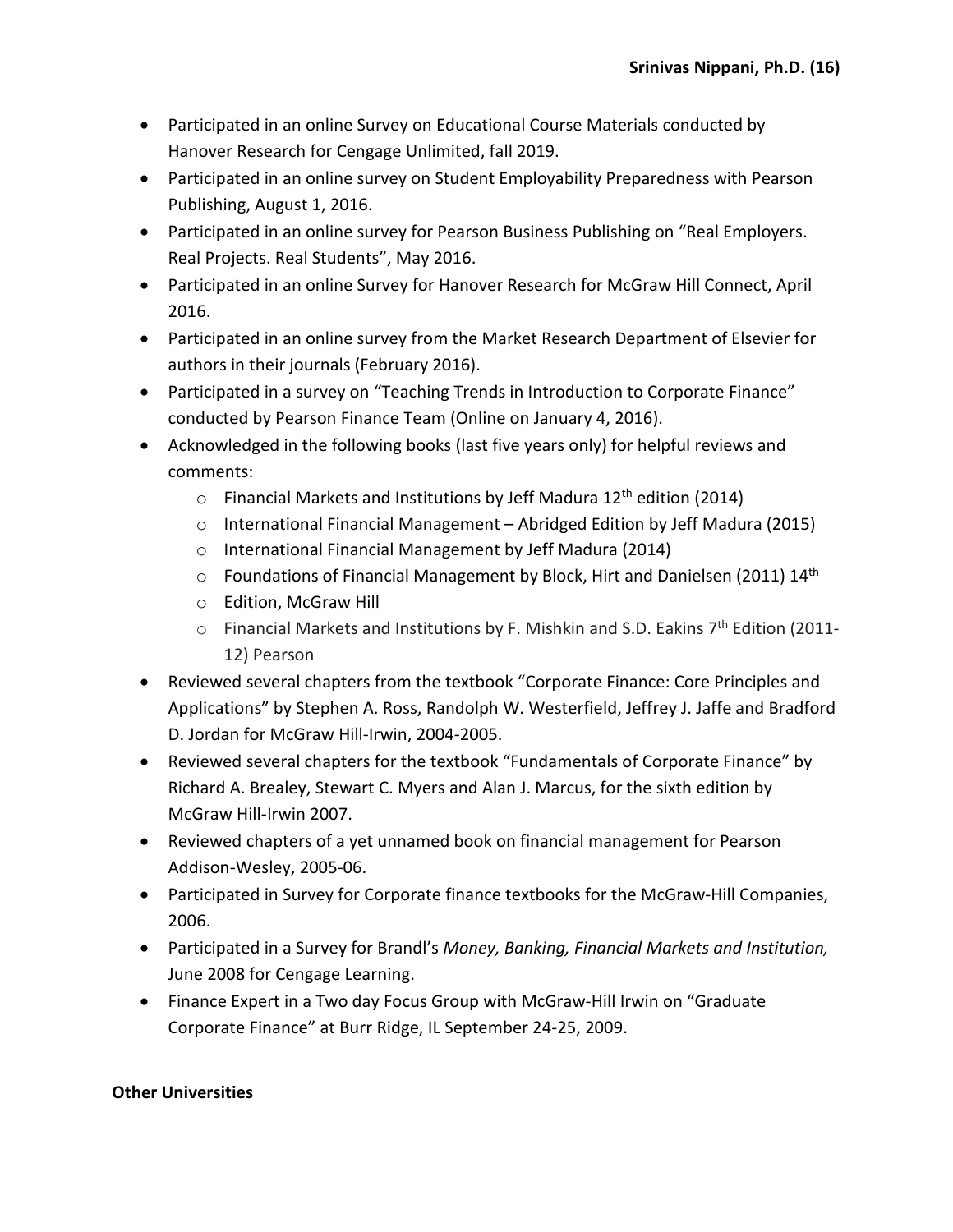- Participated in an online Survey on Educational Course Materials conducted by Hanover Research for Cengage Unlimited, fall 2019.
- Participated in an online survey on Student Employability Preparedness with Pearson Publishing, August 1, 2016.
- Participated in an online survey for Pearson Business Publishing on "Real Employers. Real Projects. Real Students", May 2016.
- Participated in an online Survey for Hanover Research for McGraw Hill Connect, April 2016.
- Participated in an online survey from the Market Research Department of Elsevier for authors in their journals (February 2016).
- Participated in a survey on "Teaching Trends in Introduction to Corporate Finance" conducted by Pearson Finance Team (Online on January 4, 2016).
- Acknowledged in the following books (last five years only) for helpful reviews and comments:
    - Financial Markets and Institutions by Jeff Madura 12th edition (2014)
    - International Financial Management – Abridged Edition by Jeff Madura (2015)
    - International Financial Management by Jeff Madura (2014)
    - Foundations of Financial Management by Block, Hirt and Danielsen (2011) 14th
    - Edition, McGraw Hill
    - Financial Markets and Institutions by F. Mishkin and S.D. Eakins 7th Edition (2011-12) Pearson
- Reviewed several chapters from the textbook "Corporate Finance: Core Principles and Applications" by Stephen A. Ross, Randolph W. Westerfield, Jeffrey J. Jaffe and Bradford D. Jordan for McGraw Hill-Irwin, 2004-2005.
- Reviewed several chapters for the textbook "Fundamentals of Corporate Finance" by Richard A. Brealey, Stewart C. Myers and Alan J. Marcus, for the sixth edition by McGraw Hill-Irwin 2007.
- Reviewed chapters of a yet unnamed book on financial management for Pearson Addison-Wesley, 2005-06.
- Participated in Survey for Corporate finance textbooks for the McGraw-Hill Companies, 2006.
- Participated in a Survey for Brandl's *Money, Banking, Financial Markets and Institution,* June 2008 for Cengage Learning.
- Finance Expert in a Two day Focus Group with McGraw-Hill Irwin on "Graduate Corporate Finance" at Burr Ridge, IL September 24-25, 2009.

**Other Universities**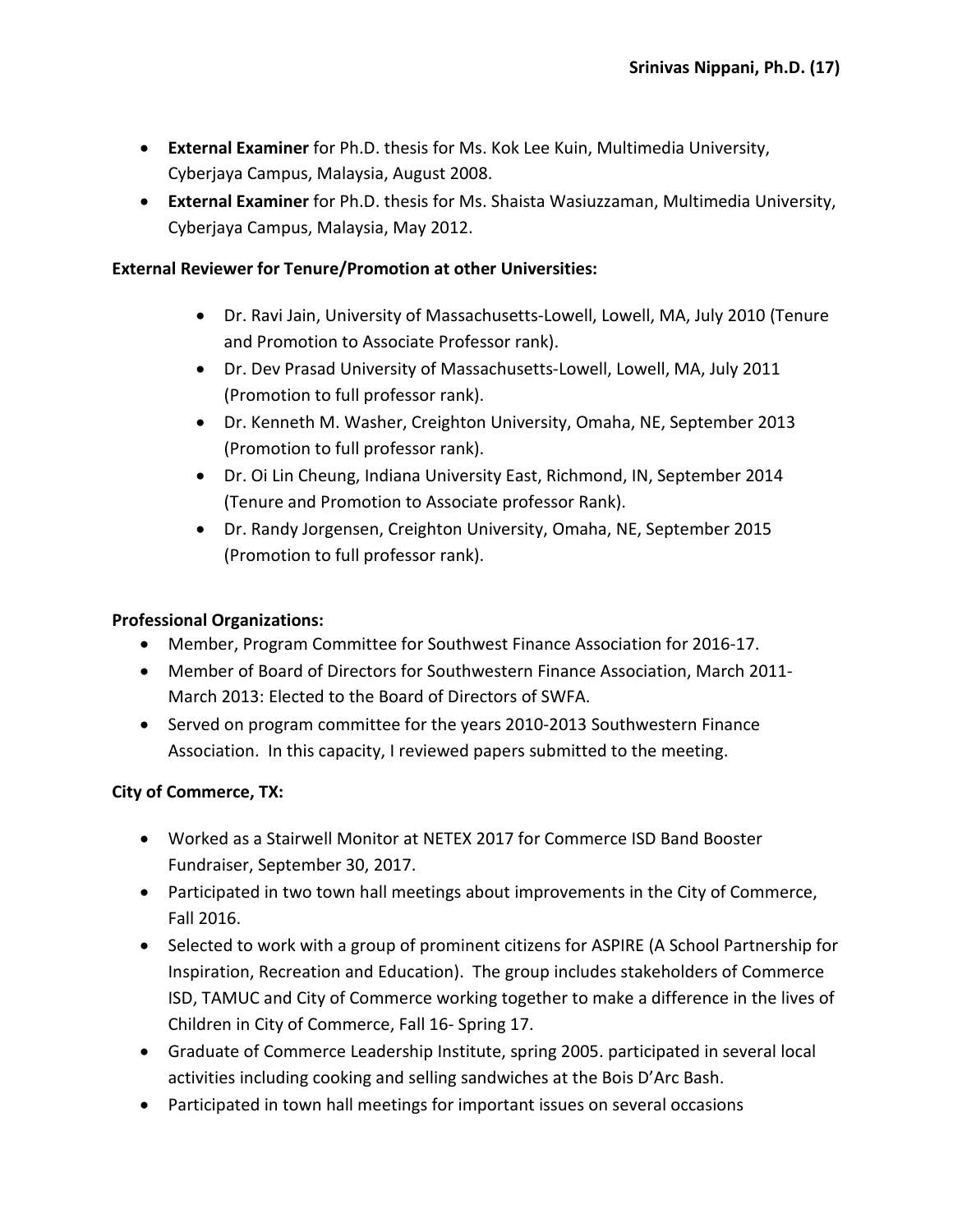- **External Examiner** for Ph.D. thesis for Ms. Kok Lee Kuin, Multimedia University, Cyberjaya Campus, Malaysia, August 2008.
- **External Examiner** for Ph.D. thesis for Ms. Shaista Wasiuzzaman, Multimedia University, Cyberjaya Campus, Malaysia, May 2012.

**External Reviewer for Tenure/Promotion at other Universities:**

- Dr. Ravi Jain, University of Massachusetts-Lowell, Lowell, MA, July 2010 (Tenure and Promotion to Associate Professor rank).
- Dr. Dev Prasad University of Massachusetts-Lowell, Lowell, MA, July 2011 (Promotion to full professor rank).
- Dr. Kenneth M. Washer, Creighton University, Omaha, NE, September 2013 (Promotion to full professor rank).
- Dr. Oi Lin Cheung, Indiana University East, Richmond, IN, September 2014 (Tenure and Promotion to Associate professor Rank).
- Dr. Randy Jorgensen, Creighton University, Omaha, NE, September 2015 (Promotion to full professor rank).

**Professional Organizations:**

- Member, Program Committee for Southwest Finance Association for 2016-17.
- Member of Board of Directors for Southwestern Finance Association, March 2011-March 2013: Elected to the Board of Directors of SWFA.
- Served on program committee for the years 2010-2013 Southwestern Finance Association. In this capacity, I reviewed papers submitted to the meeting.

**City of Commerce, TX:**

- Worked as a Stairwell Monitor at NETEX 2017 for Commerce ISD Band Booster Fundraiser, September 30, 2017.
- Participated in two town hall meetings about improvements in the City of Commerce, Fall 2016.
- Selected to work with a group of prominent citizens for ASPIRE (A School Partnership for Inspiration, Recreation and Education). The group includes stakeholders of Commerce ISD, TAMUC and City of Commerce working together to make a difference in the lives of Children in City of Commerce, Fall 16- Spring 17.
- Graduate of Commerce Leadership Institute, spring 2005. participated in several local activities including cooking and selling sandwiches at the Bois D'Arc Bash.
- Participated in town hall meetings for important issues on several occasions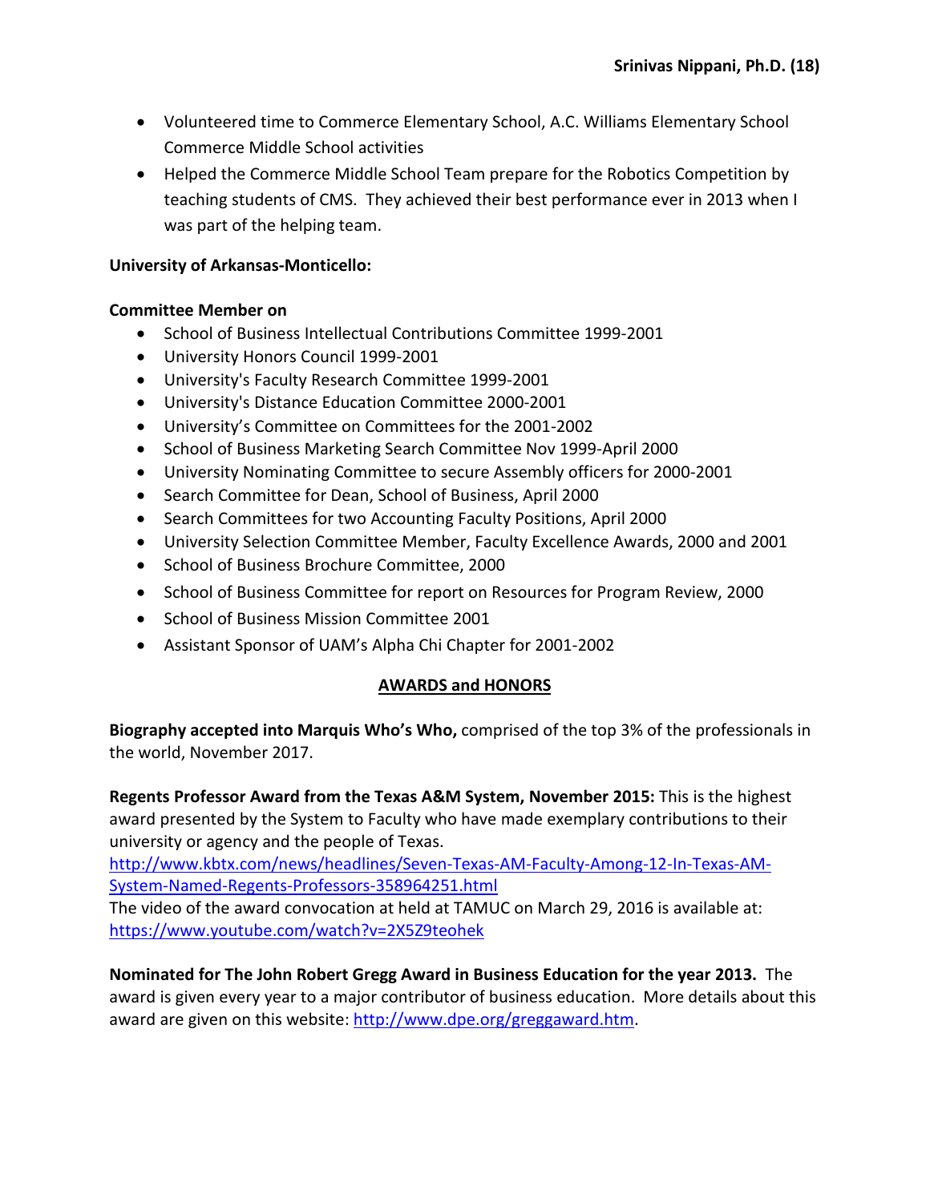- Volunteered time to Commerce Elementary School, A.C. Williams Elementary School Commerce Middle School activities
- Helped the Commerce Middle School Team prepare for the Robotics Competition by teaching students of CMS. They achieved their best performance ever in 2013 when I was part of the helping team.

**University of Arkansas-Monticello:**

**Committee Member on**

- School of Business Intellectual Contributions Committee 1999-2001
- University Honors Council 1999-2001
- University's Faculty Research Committee 1999-2001
- University's Distance Education Committee 2000-2001
- University's Committee on Committees for the 2001-2002
- School of Business Marketing Search Committee Nov 1999-April 2000
- University Nominating Committee to secure Assembly officers for 2000-2001
- Search Committee for Dean, School of Business, April 2000
- Search Committees for two Accounting Faculty Positions, April 2000
- University Selection Committee Member, Faculty Excellence Awards, 2000 and 2001
- School of Business Brochure Committee, 2000
- School of Business Committee for report on Resources for Program Review, 2000
- School of Business Mission Committee 2001
- Assistant Sponsor of UAM's Alpha Chi Chapter for 2001-2002

## AWARDS and HONORS

**Biography accepted into Marquis Who's Who,** comprised of the top 3% of the professionals in the world, November 2017.

**Regents Professor Award from the Texas A&M System, November 2015:** This is the highest award presented by the System to Faculty who have made exemplary contributions to their university or agency and the people of Texas.
http://www.kbtx.com/news/headlines/Seven-Texas-AM-Faculty-Among-12-In-Texas-AM-System-Named-Regents-Professors-358964251.html
The video of the award convocation at held at TAMUC on March 29, 2016 is available at: https://www.youtube.com/watch?v=2X5Z9teohek

**Nominated for The John Robert Gregg Award in Business Education for the year 2013.** The award is given every year to a major contributor of business education. More details about this award are given on this website: http://www.dpe.org/greggaward.htm.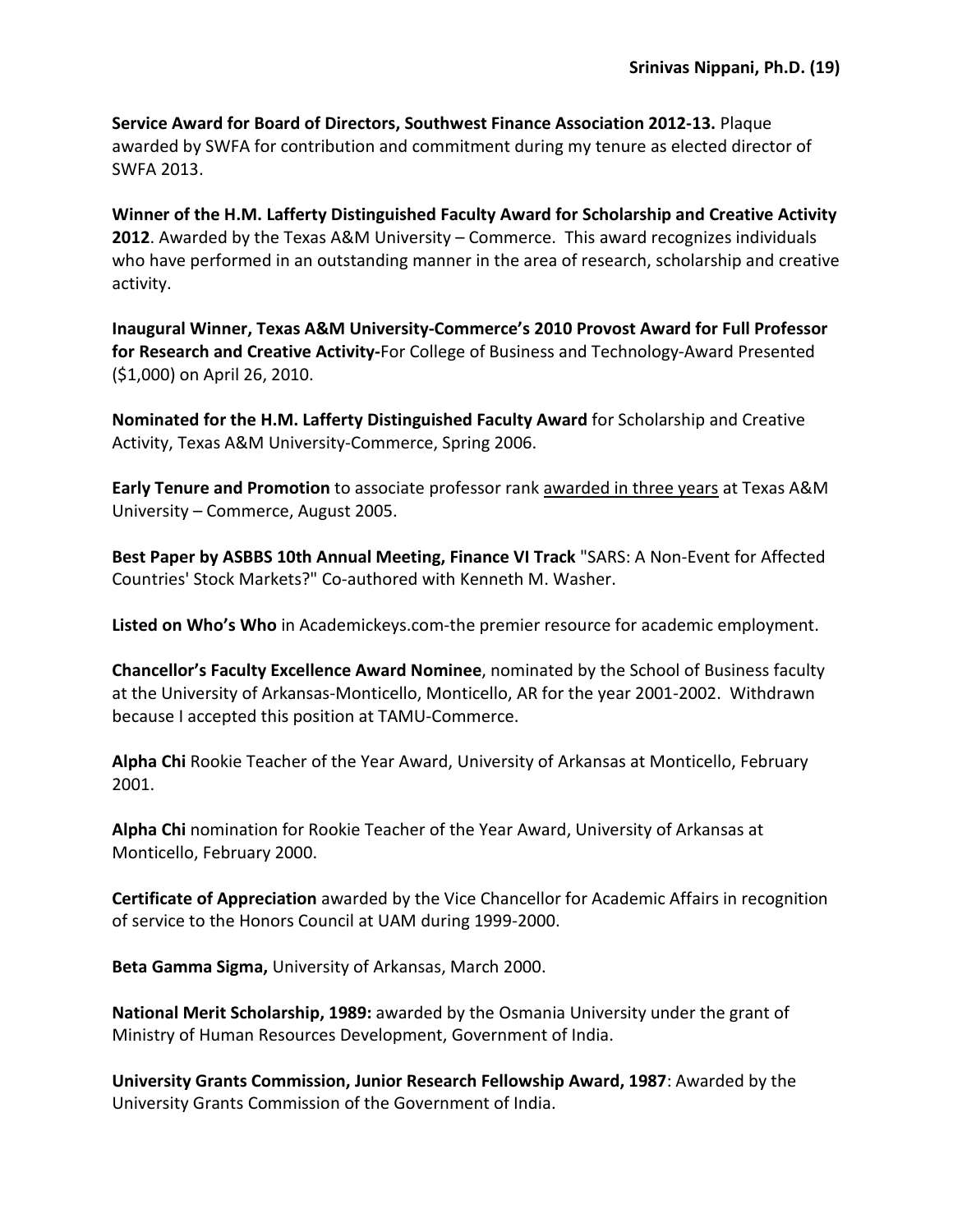**Service Award for Board of Directors, Southwest Finance Association 2012-13.** Plaque awarded by SWFA for contribution and commitment during my tenure as elected director of SWFA 2013.

**Winner of the H.M. Lafferty Distinguished Faculty Award for Scholarship and Creative Activity 2012**. Awarded by the Texas A&M University – Commerce. This award recognizes individuals who have performed in an outstanding manner in the area of research, scholarship and creative activity.

**Inaugural Winner, Texas A&M University-Commerce's 2010 Provost Award for Full Professor for Research and Creative Activity-**For College of Business and Technology-Award Presented ($1,000) on April 26, 2010.

**Nominated for the H.M. Lafferty Distinguished Faculty Award** for Scholarship and Creative Activity, Texas A&M University-Commerce, Spring 2006.

**Early Tenure and Promotion** to associate professor rank awarded in three years at Texas A&M University – Commerce, August 2005.

**Best Paper by ASBBS 10th Annual Meeting, Finance VI Track** "SARS: A Non-Event for Affected Countries' Stock Markets?" Co-authored with Kenneth M. Washer.

**Listed on Who's Who** in Academickeys.com-the premier resource for academic employment.

**Chancellor's Faculty Excellence Award Nominee**, nominated by the School of Business faculty at the University of Arkansas-Monticello, Monticello, AR for the year 2001-2002. Withdrawn because I accepted this position at TAMU-Commerce.

**Alpha Chi** Rookie Teacher of the Year Award, University of Arkansas at Monticello, February 2001.

**Alpha Chi** nomination for Rookie Teacher of the Year Award, University of Arkansas at Monticello, February 2000.

**Certificate of Appreciation** awarded by the Vice Chancellor for Academic Affairs in recognition of service to the Honors Council at UAM during 1999-2000.

**Beta Gamma Sigma,** University of Arkansas, March 2000.

**National Merit Scholarship, 1989:** awarded by the Osmania University under the grant of Ministry of Human Resources Development, Government of India.

**University Grants Commission, Junior Research Fellowship Award, 1987**: Awarded by the University Grants Commission of the Government of India.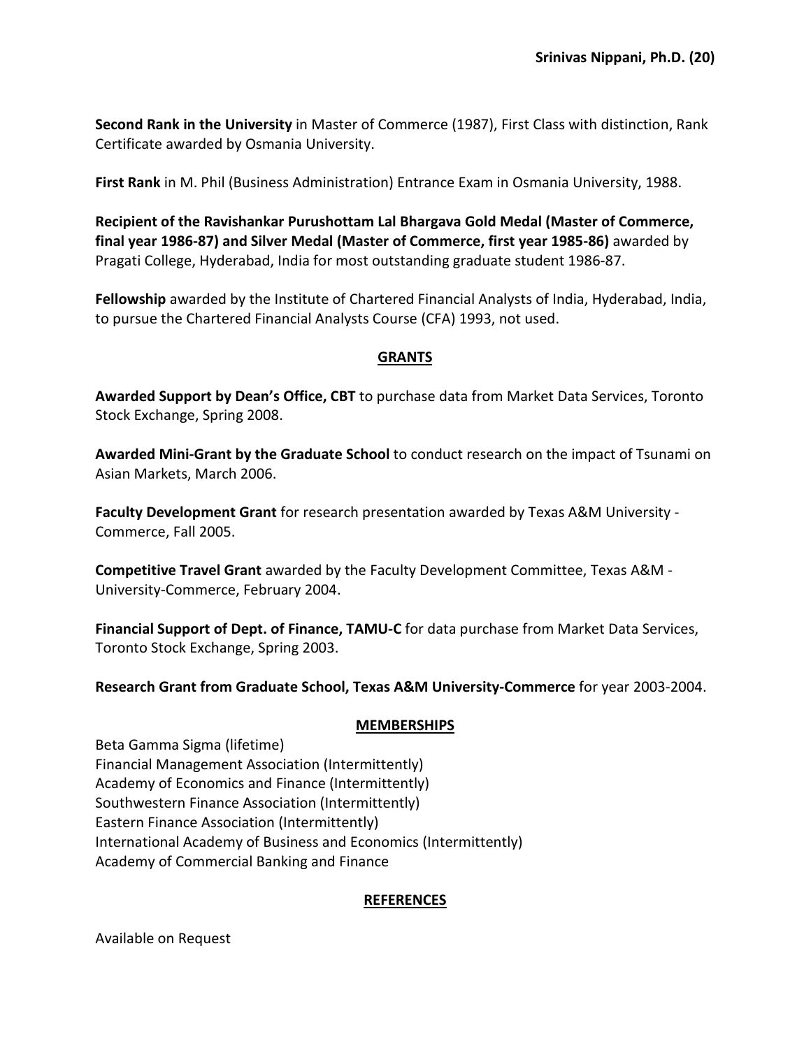**Second Rank in the University** in Master of Commerce (1987), First Class with distinction, Rank Certificate awarded by Osmania University.

**First Rank** in M. Phil (Business Administration) Entrance Exam in Osmania University, 1988.

**Recipient of the Ravishankar Purushottam Lal Bhargava Gold Medal (Master of Commerce, final year 1986-87) and Silver Medal (Master of Commerce, first year 1985-86)** awarded by Pragati College, Hyderabad, India for most outstanding graduate student 1986-87.

**Fellowship** awarded by the Institute of Chartered Financial Analysts of India, Hyderabad, India, to pursue the Chartered Financial Analysts Course (CFA) 1993, not used.

## GRANTS

**Awarded Support by Dean's Office, CBT** to purchase data from Market Data Services, Toronto Stock Exchange, Spring 2008.

**Awarded Mini-Grant by the Graduate School** to conduct research on the impact of Tsunami on Asian Markets, March 2006.

**Faculty Development Grant** for research presentation awarded by Texas A&M University - Commerce, Fall 2005.

**Competitive Travel Grant** awarded by the Faculty Development Committee, Texas A&M - University-Commerce, February 2004.

**Financial Support of Dept. of Finance, TAMU-C** for data purchase from Market Data Services, Toronto Stock Exchange, Spring 2003.

**Research Grant from Graduate School, Texas A&M University-Commerce** for year 2003-2004.

## MEMBERSHIPS

Beta Gamma Sigma (lifetime)
Financial Management Association (Intermittently)
Academy of Economics and Finance (Intermittently)
Southwestern Finance Association (Intermittently)
Eastern Finance Association (Intermittently)
International Academy of Business and Economics (Intermittently)
Academy of Commercial Banking and Finance

## REFERENCES

Available on Request